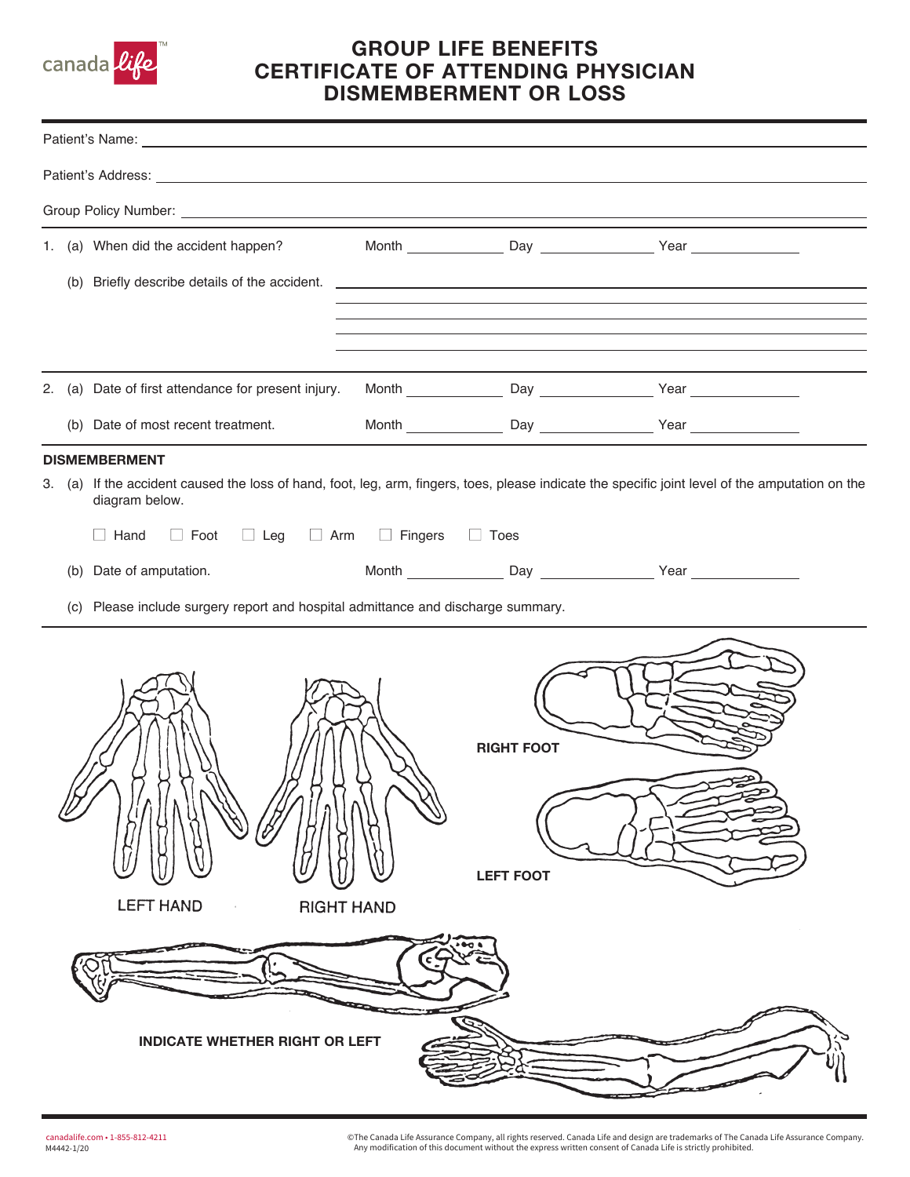# GROUP LIFE BENEFITS CERTIFICATE OF ATTENDING PHYSICIAN DISMEMBERMENT OR LOSS

Patient's Name: ____________________

Patient's Address: ____________________

Group Policy Number: ____________________

1. (a) When did the accident happen? Month ________ Day ________ Year ________

   (b) Briefly describe details of the accident. ____________________

2. (a) Date of first attendance for present injury. Month ________ Day ________ Year ________

   (b) Date of most recent treatment. Month ________ Day ________ Year ________

## DISMEMBERMENT

3. (a) If the accident caused the loss of hand, foot, leg, arm, fingers, toes, please indicate the specific joint level of the amputation on the diagram below.

   ☐ Hand ☐ Foot ☐ Leg ☐ Arm ☐ Fingers ☐ Toes

   (b) Date of amputation. Month ________ Day ________ Year ________

   (c) Please include surgery report and hospital admittance and discharge summary.

LEFT HAND

RIGHT HAND

RIGHT FOOT

LEFT FOOT

**INDICATE WHETHER RIGHT OR LEFT**

canadalife.com • 1-855-812-4211
M4442-1/20

©The Canada Life Assurance Company, all rights reserved. Canada Life and design are trademarks of The Canada Life Assurance Company. Any modification of this document without the express written consent of Canada Life is strictly prohibited.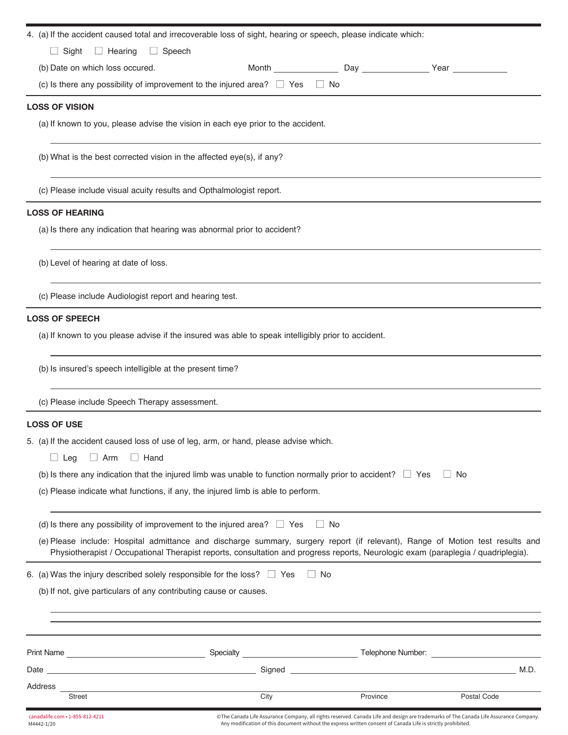4. (a) If the accident caused total and irrecoverable loss of sight, hearing or speech, please indicate which:

☐ Sight ☐ Hearing ☐ Speech

(b) Date on which loss occured. Month ______________ Day ______________ Year ____________

(c) Is there any possibility of improvement to the injured area? ☐ Yes ☐ No

**LOSS OF VISION**

(a) If known to you, please advise the vision in each eye prior to the accident.

______________________________________________________________________

(b) What is the best corrected vision in the affected eye(s), if any?

______________________________________________________________________

(c) Please include visual acuity results and Opthalmologist report.

**LOSS OF HEARING**

(a) Is there any indication that hearing was abnormal prior to accident?

______________________________________________________________________

(b) Level of hearing at date of loss.

______________________________________________________________________

(c) Please include Audiologist report and hearing test.

**LOSS OF SPEECH**

(a) If known to you please advise if the insured was able to speak intelligibly prior to accident.

______________________________________________________________________

(b) Is insured's speech intelligible at the present time?

______________________________________________________________________

(c) Please include Speech Therapy assessment.

**LOSS OF USE**

5. (a) If the accident caused loss of use of leg, arm, or hand, please advise which.

☐ Leg ☐ Arm ☐ Hand

(b) Is there any indication that the injured limb was unable to function normally prior to accident? ☐ Yes ☐ No

(c) Please indicate what functions, if any, the injured limb is able to perform.

______________________________________________________________________

(d) Is there any possibility of improvement to the injured area? ☐ Yes ☐ No

(e) Please include: Hospital admittance and discharge summary, surgery report (if relevant), Range of Motion test results and Physiotherapist / Occupational Therapist reports, consultation and progress reports, Neurologic exam (paraplegia / quadriplegia).

6. (a) Was the injury described solely responsible for the loss? ☐ Yes ☐ No

(b) If not, give particulars of any contributing cause or causes.

______________________________________________________________________

______________________________________________________________________

Print Name ______________________ Specialty ______________________ Telephone Number: ______________________

Date ______________________ Signed ______________________ M.D.

Address ______________________________________________________________________

Street City Province Postal Code

canadalife.com • 1-855-812-4211

M4442-1/20

©The Canada Life Assurance Company, all rights reserved. Canada Life and design are trademarks of The Canada Life Assurance Company. Any modification of this document without the express written consent of Canada Life is strictly prohibited.